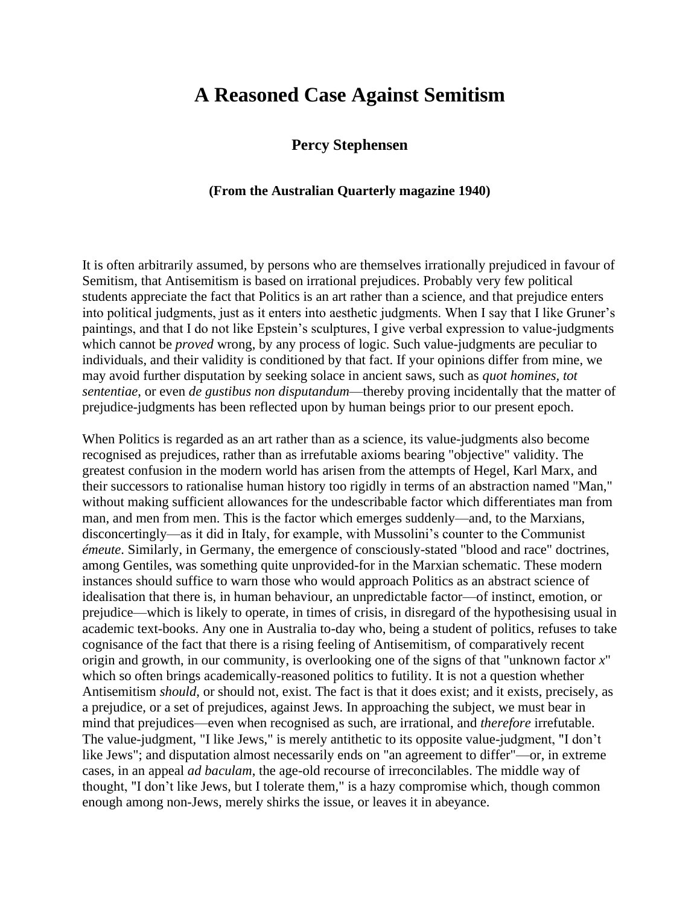# A Reasoned Case Against Semitism

### Percy Stephensen

#### (From the Australian Quarterly magazine 1940)

It is often arbitrarily assumed, by persons who are themselves irrationally prejudiced in favour of Semitism, that Antisemitism is based on irrational prejudices. Probably very few political students appreciate the fact that Politics is an art rather than a science, and that prejudice enters into political judgments, just as it enters into aesthetic judgments. When I say that I like Gruner's paintings, and that I do not like Epstein's sculptures, I give verbal expression to value-judgments which cannot be *proved* wrong, by any process of logic. Such value-judgments are peculiar to individuals, and their validity is conditioned by that fact. If your opinions differ from mine, we may avoid further disputation by seeking solace in ancient saws, such as *quot homines, tot sententiae*, or even *de gustibus non disputandum*—thereby proving incidentally that the matter of prejudice-judgments has been reflected upon by human beings prior to our present epoch.

When Politics is regarded as an art rather than as a science, its value-judgments also become recognised as prejudices, rather than as irrefutable axioms bearing "objective" validity. The greatest confusion in the modern world has arisen from the attempts of Hegel, Karl Marx, and their successors to rationalise human history too rigidly in terms of an abstraction named "Man," without making sufficient allowances for the undescribable factor which differentiates man from man, and men from men. This is the factor which emerges suddenly—and, to the Marxians, disconcertingly—as it did in Italy, for example, with Mussolini's counter to the Communist *émeute*. Similarly, in Germany, the emergence of consciously-stated "blood and race" doctrines, among Gentiles, was something quite unprovided-for in the Marxian schematic. These modern instances should suffice to warn those who would approach Politics as an abstract science of idealisation that there is, in human behaviour, an unpredictable factor—of instinct, emotion, or prejudice—which is likely to operate, in times of crisis, in disregard of the hypothesising usual in academic text-books. Any one in Australia to-day who, being a student of politics, refuses to take cognisance of the fact that there is a rising feeling of Antisemitism, of comparatively recent origin and growth, in our community, is overlooking one of the signs of that "unknown factor *x*" which so often brings academically-reasoned politics to futility. It is not a question whether Antisemitism *should*, or should not, exist. The fact is that it does exist; and it exists, precisely, as a prejudice, or a set of prejudices, against Jews. In approaching the subject, we must bear in mind that prejudices—even when recognised as such, are irrational, and *therefore* irrefutable. The value-judgment, "I like Jews," is merely antithetic to its opposite value-judgment, "I don't like Jews"; and disputation almost necessarily ends on "an agreement to differ"—or, in extreme cases, in an appeal *ad baculam*, the age-old recourse of irreconcilables. The middle way of thought, "I don't like Jews, but I tolerate them," is a hazy compromise which, though common enough among non-Jews, merely shirks the issue, or leaves it in abeyance.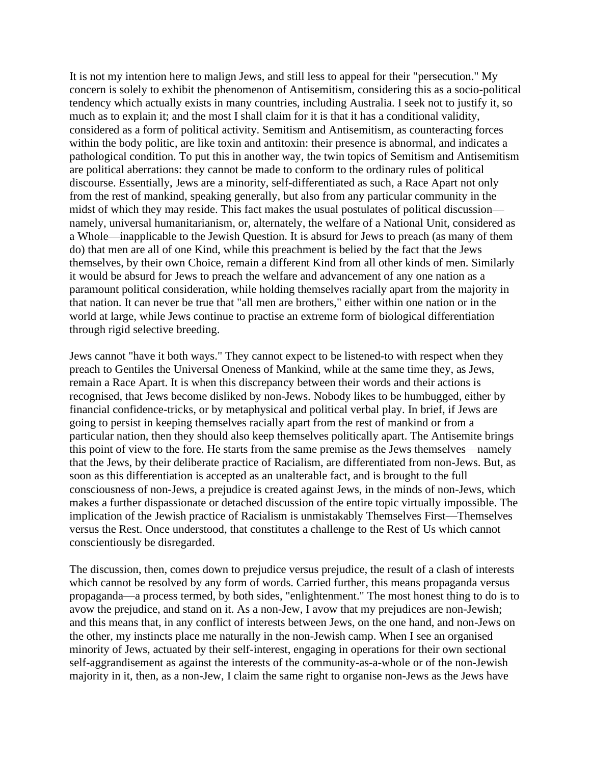It is not my intention here to malign Jews, and still less to appeal for their "persecution." My concern is solely to exhibit the phenomenon of Antisemitism, considering this as a socio-political tendency which actually exists in many countries, including Australia. I seek not to justify it, so much as to explain it; and the most I shall claim for it is that it has a conditional validity, considered as a form of political activity. Semitism and Antisemitism, as counteracting forces within the body politic, are like toxin and antitoxin: their presence is abnormal, and indicates a pathological condition. To put this in another way, the twin topics of Semitism and Antisemitism are political aberrations: they cannot be made to conform to the ordinary rules of political discourse. Essentially, Jews are a minority, self-differentiated as such, a Race Apart not only from the rest of mankind, speaking generally, but also from any particular community in the midst of which they may reside. This fact makes the usual postulates of political discussion—namely, universal humanitarianism, or, alternately, the welfare of a National Unit, considered as a Whole—inapplicable to the Jewish Question. It is absurd for Jews to preach (as many of them do) that men are all of one Kind, while this preachment is belied by the fact that the Jews themselves, by their own Choice, remain a different Kind from all other kinds of men. Similarly it would be absurd for Jews to preach the welfare and advancement of any one nation as a paramount political consideration, while holding themselves racially apart from the majority in that nation. It can never be true that "all men are brothers," either within one nation or in the world at large, while Jews continue to practise an extreme form of biological differentiation through rigid selective breeding.

Jews cannot "have it both ways." They cannot expect to be listened-to with respect when they preach to Gentiles the Universal Oneness of Mankind, while at the same time they, as Jews, remain a Race Apart. It is when this discrepancy between their words and their actions is recognised, that Jews become disliked by non-Jews. Nobody likes to be humbugged, either by financial confidence-tricks, or by metaphysical and political verbal play. In brief, if Jews are going to persist in keeping themselves racially apart from the rest of mankind or from a particular nation, then they should also keep themselves politically apart. The Antisemite brings this point of view to the fore. He starts from the same premise as the Jews themselves—namely that the Jews, by their deliberate practice of Racialism, are differentiated from non-Jews. But, as soon as this differentiation is accepted as an unalterable fact, and is brought to the full consciousness of non-Jews, a prejudice is created against Jews, in the minds of non-Jews, which makes a further dispassionate or detached discussion of the entire topic virtually impossible. The implication of the Jewish practice of Racialism is unmistakably Themselves First—Themselves versus the Rest. Once understood, that constitutes a challenge to the Rest of Us which cannot conscientiously be disregarded.

The discussion, then, comes down to prejudice versus prejudice, the result of a clash of interests which cannot be resolved by any form of words. Carried further, this means propaganda versus propaganda—a process termed, by both sides, "enlightenment." The most honest thing to do is to avow the prejudice, and stand on it. As a non-Jew, I avow that my prejudices are non-Jewish; and this means that, in any conflict of interests between Jews, on the one hand, and non-Jews on the other, my instincts place me naturally in the non-Jewish camp. When I see an organised minority of Jews, actuated by their self-interest, engaging in operations for their own sectional self-aggrandisement as against the interests of the community-as-a-whole or of the non-Jewish majority in it, then, as a non-Jew, I claim the same right to organise non-Jews as the Jews have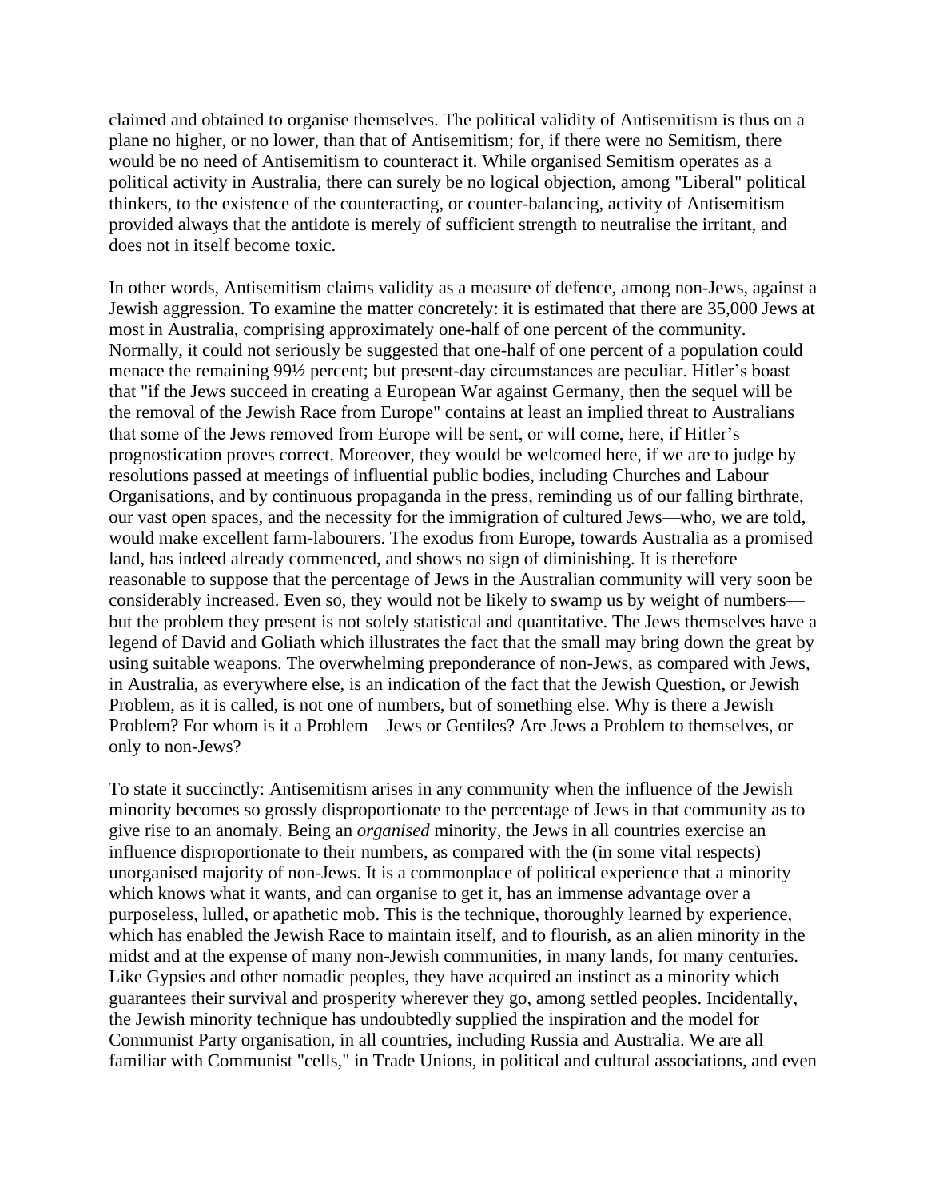claimed and obtained to organise themselves. The political validity of Antisemitism is thus on a plane no higher, or no lower, than that of Antisemitism; for, if there were no Semitism, there would be no need of Antisemitism to counteract it. While organised Semitism operates as a political activity in Australia, there can surely be no logical objection, among "Liberal" political thinkers, to the existence of the counteracting, or counter-balancing, activity of Antisemitism—provided always that the antidote is merely of sufficient strength to neutralise the irritant, and does not in itself become toxic.

In other words, Antisemitism claims validity as a measure of defence, among non-Jews, against a Jewish aggression. To examine the matter concretely: it is estimated that there are 35,000 Jews at most in Australia, comprising approximately one-half of one percent of the community. Normally, it could not seriously be suggested that one-half of one percent of a population could menace the remaining 99½ percent; but present-day circumstances are peculiar. Hitler's boast that "if the Jews succeed in creating a European War against Germany, then the sequel will be the removal of the Jewish Race from Europe" contains at least an implied threat to Australians that some of the Jews removed from Europe will be sent, or will come, here, if Hitler's prognostication proves correct. Moreover, they would be welcomed here, if we are to judge by resolutions passed at meetings of influential public bodies, including Churches and Labour Organisations, and by continuous propaganda in the press, reminding us of our falling birthrate, our vast open spaces, and the necessity for the immigration of cultured Jews—who, we are told, would make excellent farm-labourers. The exodus from Europe, towards Australia as a promised land, has indeed already commenced, and shows no sign of diminishing. It is therefore reasonable to suppose that the percentage of Jews in the Australian community will very soon be considerably increased. Even so, they would not be likely to swamp us by weight of numbers—but the problem they present is not solely statistical and quantitative. The Jews themselves have a legend of David and Goliath which illustrates the fact that the small may bring down the great by using suitable weapons. The overwhelming preponderance of non-Jews, as compared with Jews, in Australia, as everywhere else, is an indication of the fact that the Jewish Question, or Jewish Problem, as it is called, is not one of numbers, but of something else. Why is there a Jewish Problem? For whom is it a Problem—Jews or Gentiles? Are Jews a Problem to themselves, or only to non-Jews?

To state it succinctly: Antisemitism arises in any community when the influence of the Jewish minority becomes so grossly disproportionate to the percentage of Jews in that community as to give rise to an anomaly. Being an *organised* minority, the Jews in all countries exercise an influence disproportionate to their numbers, as compared with the (in some vital respects) unorganised majority of non-Jews. It is a commonplace of political experience that a minority which knows what it wants, and can organise to get it, has an immense advantage over a purposeless, lulled, or apathetic mob. This is the technique, thoroughly learned by experience, which has enabled the Jewish Race to maintain itself, and to flourish, as an alien minority in the midst and at the expense of many non-Jewish communities, in many lands, for many centuries. Like Gypsies and other nomadic peoples, they have acquired an instinct as a minority which guarantees their survival and prosperity wherever they go, among settled peoples. Incidentally, the Jewish minority technique has undoubtedly supplied the inspiration and the model for Communist Party organisation, in all countries, including Russia and Australia. We are all familiar with Communist "cells," in Trade Unions, in political and cultural associations, and even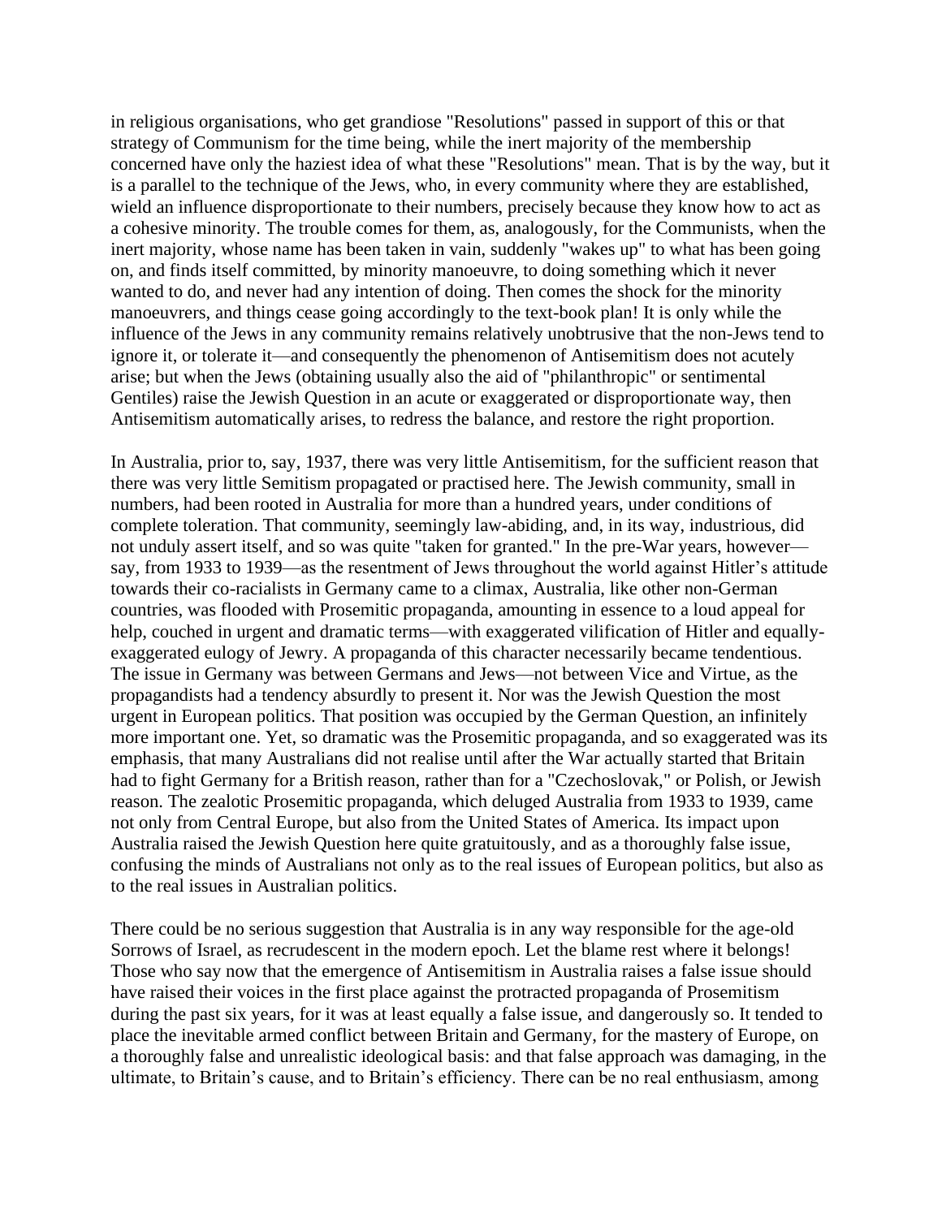in religious organisations, who get grandiose "Resolutions" passed in support of this or that strategy of Communism for the time being, while the inert majority of the membership concerned have only the haziest idea of what these "Resolutions" mean. That is by the way, but it is a parallel to the technique of the Jews, who, in every community where they are established, wield an influence disproportionate to their numbers, precisely because they know how to act as a cohesive minority. The trouble comes for them, as, analogously, for the Communists, when the inert majority, whose name has been taken in vain, suddenly "wakes up" to what has been going on, and finds itself committed, by minority manoeuvre, to doing something which it never wanted to do, and never had any intention of doing. Then comes the shock for the minority manoeuvrers, and things cease going accordingly to the text-book plan! It is only while the influence of the Jews in any community remains relatively unobtrusive that the non-Jews tend to ignore it, or tolerate it—and consequently the phenomenon of Antisemitism does not acutely arise; but when the Jews (obtaining usually also the aid of "philanthropic" or sentimental Gentiles) raise the Jewish Question in an acute or exaggerated or disproportionate way, then Antisemitism automatically arises, to redress the balance, and restore the right proportion.

In Australia, prior to, say, 1937, there was very little Antisemitism, for the sufficient reason that there was very little Semitism propagated or practised here. The Jewish community, small in numbers, had been rooted in Australia for more than a hundred years, under conditions of complete toleration. That community, seemingly law-abiding, and, in its way, industrious, did not unduly assert itself, and so was quite "taken for granted." In the pre-War years, however—say, from 1933 to 1939—as the resentment of Jews throughout the world against Hitler's attitude towards their co-racialists in Germany came to a climax, Australia, like other non-German countries, was flooded with Prosemitic propaganda, amounting in essence to a loud appeal for help, couched in urgent and dramatic terms—with exaggerated vilification of Hitler and equally-exaggerated eulogy of Jewry. A propaganda of this character necessarily became tendentious. The issue in Germany was between Germans and Jews—not between Vice and Virtue, as the propagandists had a tendency absurdly to present it. Nor was the Jewish Question the most urgent in European politics. That position was occupied by the German Question, an infinitely more important one. Yet, so dramatic was the Prosemitic propaganda, and so exaggerated was its emphasis, that many Australians did not realise until after the War actually started that Britain had to fight Germany for a British reason, rather than for a "Czechoslovak," or Polish, or Jewish reason. The zealotic Prosemitic propaganda, which deluged Australia from 1933 to 1939, came not only from Central Europe, but also from the United States of America. Its impact upon Australia raised the Jewish Question here quite gratuitously, and as a thoroughly false issue, confusing the minds of Australians not only as to the real issues of European politics, but also as to the real issues in Australian politics.

There could be no serious suggestion that Australia is in any way responsible for the age-old Sorrows of Israel, as recrudescent in the modern epoch. Let the blame rest where it belongs! Those who say now that the emergence of Antisemitism in Australia raises a false issue should have raised their voices in the first place against the protracted propaganda of Prosemitism during the past six years, for it was at least equally a false issue, and dangerously so. It tended to place the inevitable armed conflict between Britain and Germany, for the mastery of Europe, on a thoroughly false and unrealistic ideological basis: and that false approach was damaging, in the ultimate, to Britain's cause, and to Britain's efficiency. There can be no real enthusiasm, among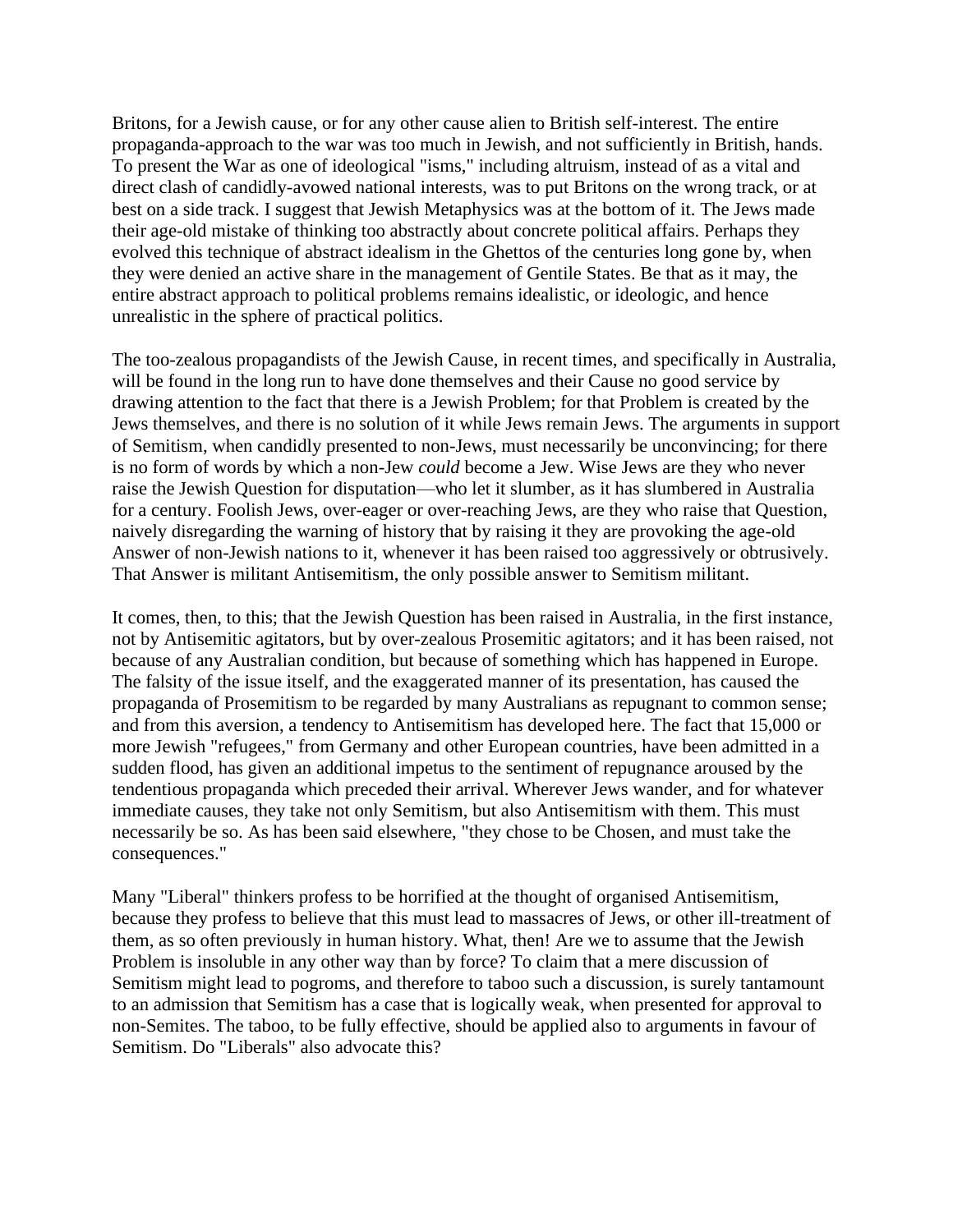Britons, for a Jewish cause, or for any other cause alien to British self-interest. The entire propaganda-approach to the war was too much in Jewish, and not sufficiently in British, hands. To present the War as one of ideological "isms," including altruism, instead of as a vital and direct clash of candidly-avowed national interests, was to put Britons on the wrong track, or at best on a side track. I suggest that Jewish Metaphysics was at the bottom of it. The Jews made their age-old mistake of thinking too abstractly about concrete political affairs. Perhaps they evolved this technique of abstract idealism in the Ghettos of the centuries long gone by, when they were denied an active share in the management of Gentile States. Be that as it may, the entire abstract approach to political problems remains idealistic, or ideologic, and hence unrealistic in the sphere of practical politics.

The too-zealous propagandists of the Jewish Cause, in recent times, and specifically in Australia, will be found in the long run to have done themselves and their Cause no good service by drawing attention to the fact that there is a Jewish Problem; for that Problem is created by the Jews themselves, and there is no solution of it while Jews remain Jews. The arguments in support of Semitism, when candidly presented to non-Jews, must necessarily be unconvincing; for there is no form of words by which a non-Jew *could* become a Jew. Wise Jews are they who never raise the Jewish Question for disputation—who let it slumber, as it has slumbered in Australia for a century. Foolish Jews, over-eager or over-reaching Jews, are they who raise that Question, naively disregarding the warning of history that by raising it they are provoking the age-old Answer of non-Jewish nations to it, whenever it has been raised too aggressively or obtrusively. That Answer is militant Antisemitism, the only possible answer to Semitism militant.

It comes, then, to this; that the Jewish Question has been raised in Australia, in the first instance, not by Antisemitic agitators, but by over-zealous Prosemitic agitators; and it has been raised, not because of any Australian condition, but because of something which has happened in Europe. The falsity of the issue itself, and the exaggerated manner of its presentation, has caused the propaganda of Prosemitism to be regarded by many Australians as repugnant to common sense; and from this aversion, a tendency to Antisemitism has developed here. The fact that 15,000 or more Jewish "refugees," from Germany and other European countries, have been admitted in a sudden flood, has given an additional impetus to the sentiment of repugnance aroused by the tendentious propaganda which preceded their arrival. Wherever Jews wander, and for whatever immediate causes, they take not only Semitism, but also Antisemitism with them. This must necessarily be so. As has been said elsewhere, "they chose to be Chosen, and must take the consequences."

Many "Liberal" thinkers profess to be horrified at the thought of organised Antisemitism, because they profess to believe that this must lead to massacres of Jews, or other ill-treatment of them, as so often previously in human history. What, then! Are we to assume that the Jewish Problem is insoluble in any other way than by force? To claim that a mere discussion of Semitism might lead to pogroms, and therefore to taboo such a discussion, is surely tantamount to an admission that Semitism has a case that is logically weak, when presented for approval to non-Semites. The taboo, to be fully effective, should be applied also to arguments in favour of Semitism. Do "Liberals" also advocate this?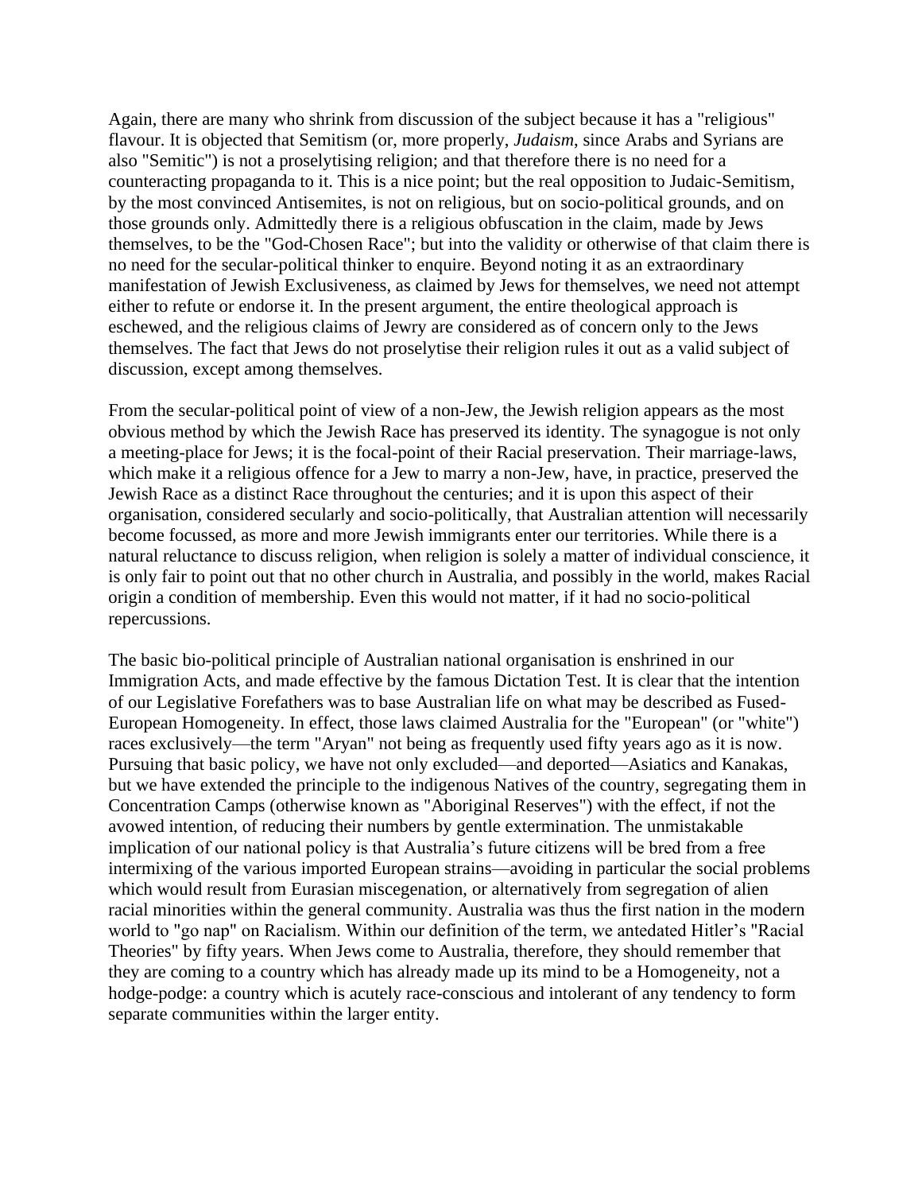Again, there are many who shrink from discussion of the subject because it has a "religious" flavour. It is objected that Semitism (or, more properly, *Judaism*, since Arabs and Syrians are also "Semitic") is not a proselytising religion; and that therefore there is no need for a counteracting propaganda to it. This is a nice point; but the real opposition to Judaic-Semitism, by the most convinced Antisemites, is not on religious, but on socio-political grounds, and on those grounds only. Admittedly there is a religious obfuscation in the claim, made by Jews themselves, to be the "God-Chosen Race"; but into the validity or otherwise of that claim there is no need for the secular-political thinker to enquire. Beyond noting it as an extraordinary manifestation of Jewish Exclusiveness, as claimed by Jews for themselves, we need not attempt either to refute or endorse it. In the present argument, the entire theological approach is eschewed, and the religious claims of Jewry are considered as of concern only to the Jews themselves. The fact that Jews do not proselytise their religion rules it out as a valid subject of discussion, except among themselves.

From the secular-political point of view of a non-Jew, the Jewish religion appears as the most obvious method by which the Jewish Race has preserved its identity. The synagogue is not only a meeting-place for Jews; it is the focal-point of their Racial preservation. Their marriage-laws, which make it a religious offence for a Jew to marry a non-Jew, have, in practice, preserved the Jewish Race as a distinct Race throughout the centuries; and it is upon this aspect of their organisation, considered secularly and socio-politically, that Australian attention will necessarily become focussed, as more and more Jewish immigrants enter our territories. While there is a natural reluctance to discuss religion, when religion is solely a matter of individual conscience, it is only fair to point out that no other church in Australia, and possibly in the world, makes Racial origin a condition of membership. Even this would not matter, if it had no socio-political repercussions.

The basic bio-political principle of Australian national organisation is enshrined in our Immigration Acts, and made effective by the famous Dictation Test. It is clear that the intention of our Legislative Forefathers was to base Australian life on what may be described as Fused-European Homogeneity. In effect, those laws claimed Australia for the "European" (or "white") races exclusively—the term "Aryan" not being as frequently used fifty years ago as it is now. Pursuing that basic policy, we have not only excluded—and deported—Asiatics and Kanakas, but we have extended the principle to the indigenous Natives of the country, segregating them in Concentration Camps (otherwise known as "Aboriginal Reserves") with the effect, if not the avowed intention, of reducing their numbers by gentle extermination. The unmistakable implication of our national policy is that Australia's future citizens will be bred from a free intermixing of the various imported European strains—avoiding in particular the social problems which would result from Eurasian miscegenation, or alternatively from segregation of alien racial minorities within the general community. Australia was thus the first nation in the modern world to "go nap" on Racialism. Within our definition of the term, we antedated Hitler's "Racial Theories" by fifty years. When Jews come to Australia, therefore, they should remember that they are coming to a country which has already made up its mind to be a Homogeneity, not a hodge-podge: a country which is acutely race-conscious and intolerant of any tendency to form separate communities within the larger entity.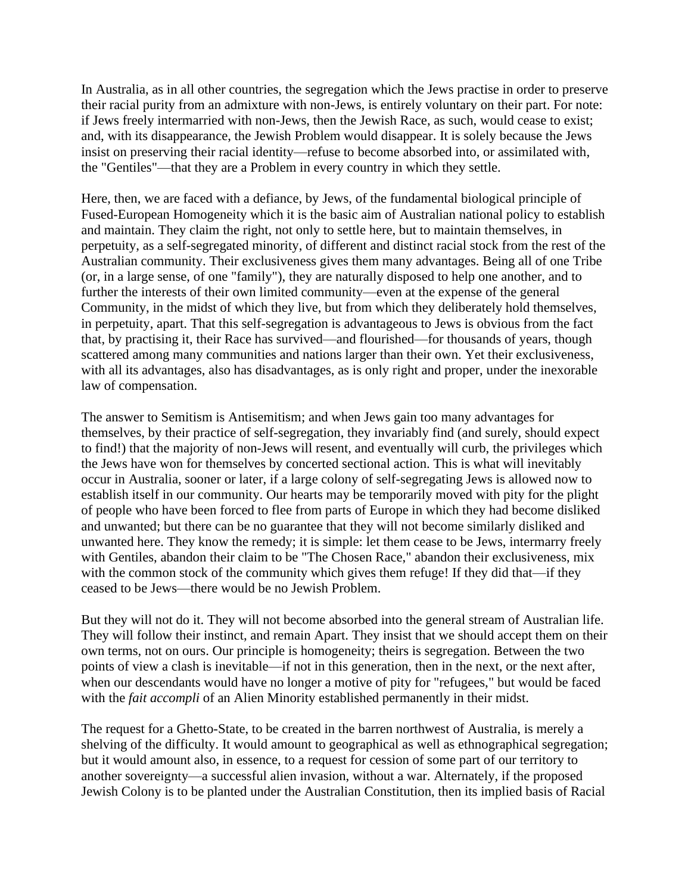In Australia, as in all other countries, the segregation which the Jews practise in order to preserve their racial purity from an admixture with non-Jews, is entirely voluntary on their part. For note: if Jews freely intermarried with non-Jews, then the Jewish Race, as such, would cease to exist; and, with its disappearance, the Jewish Problem would disappear. It is solely because the Jews insist on preserving their racial identity—refuse to become absorbed into, or assimilated with, the "Gentiles"—that they are a Problem in every country in which they settle.

Here, then, we are faced with a defiance, by Jews, of the fundamental biological principle of Fused-European Homogeneity which it is the basic aim of Australian national policy to establish and maintain. They claim the right, not only to settle here, but to maintain themselves, in perpetuity, as a self-segregated minority, of different and distinct racial stock from the rest of the Australian community. Their exclusiveness gives them many advantages. Being all of one Tribe (or, in a large sense, of one "family"), they are naturally disposed to help one another, and to further the interests of their own limited community—even at the expense of the general Community, in the midst of which they live, but from which they deliberately hold themselves, in perpetuity, apart. That this self-segregation is advantageous to Jews is obvious from the fact that, by practising it, their Race has survived—and flourished—for thousands of years, though scattered among many communities and nations larger than their own. Yet their exclusiveness, with all its advantages, also has disadvantages, as is only right and proper, under the inexorable law of compensation.

The answer to Semitism is Antisemitism; and when Jews gain too many advantages for themselves, by their practice of self-segregation, they invariably find (and surely, should expect to find!) that the majority of non-Jews will resent, and eventually will curb, the privileges which the Jews have won for themselves by concerted sectional action. This is what will inevitably occur in Australia, sooner or later, if a large colony of self-segregating Jews is allowed now to establish itself in our community. Our hearts may be temporarily moved with pity for the plight of people who have been forced to flee from parts of Europe in which they had become disliked and unwanted; but there can be no guarantee that they will not become similarly disliked and unwanted here. They know the remedy; it is simple: let them cease to be Jews, intermarry freely with Gentiles, abandon their claim to be "The Chosen Race," abandon their exclusiveness, mix with the common stock of the community which gives them refuge! If they did that—if they ceased to be Jews—there would be no Jewish Problem.

But they will not do it. They will not become absorbed into the general stream of Australian life. They will follow their instinct, and remain Apart. They insist that we should accept them on their own terms, not on ours. Our principle is homogeneity; theirs is segregation. Between the two points of view a clash is inevitable—if not in this generation, then in the next, or the next after, when our descendants would have no longer a motive of pity for "refugees," but would be faced with the *fait accompli* of an Alien Minority established permanently in their midst.

The request for a Ghetto-State, to be created in the barren northwest of Australia, is merely a shelving of the difficulty. It would amount to geographical as well as ethnographical segregation; but it would amount also, in essence, to a request for cession of some part of our territory to another sovereignty—a successful alien invasion, without a war. Alternately, if the proposed Jewish Colony is to be planted under the Australian Constitution, then its implied basis of Racial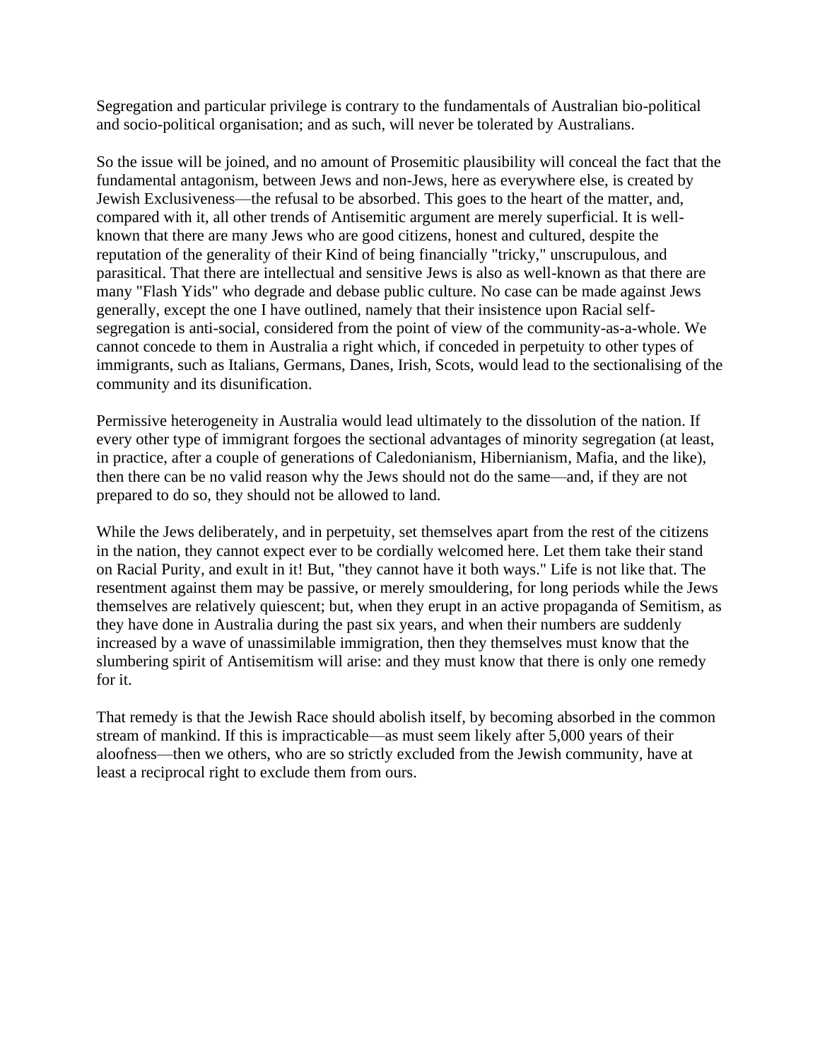Segregation and particular privilege is contrary to the fundamentals of Australian bio-political and socio-political organisation; and as such, will never be tolerated by Australians.

So the issue will be joined, and no amount of Prosemitic plausibility will conceal the fact that the fundamental antagonism, between Jews and non-Jews, here as everywhere else, is created by Jewish Exclusiveness—the refusal to be absorbed. This goes to the heart of the matter, and, compared with it, all other trends of Antisemitic argument are merely superficial. It is well-known that there are many Jews who are good citizens, honest and cultured, despite the reputation of the generality of their Kind of being financially "tricky," unscrupulous, and parasitical. That there are intellectual and sensitive Jews is also as well-known as that there are many "Flash Yids" who degrade and debase public culture. No case can be made against Jews generally, except the one I have outlined, namely that their insistence upon Racial self-segregation is anti-social, considered from the point of view of the community-as-a-whole. We cannot concede to them in Australia a right which, if conceded in perpetuity to other types of immigrants, such as Italians, Germans, Danes, Irish, Scots, would lead to the sectionalising of the community and its disunification.

Permissive heterogeneity in Australia would lead ultimately to the dissolution of the nation. If every other type of immigrant forgoes the sectional advantages of minority segregation (at least, in practice, after a couple of generations of Caledonianism, Hibernianism, Mafia, and the like), then there can be no valid reason why the Jews should not do the same—and, if they are not prepared to do so, they should not be allowed to land.

While the Jews deliberately, and in perpetuity, set themselves apart from the rest of the citizens in the nation, they cannot expect ever to be cordially welcomed here. Let them take their stand on Racial Purity, and exult in it! But, "they cannot have it both ways." Life is not like that. The resentment against them may be passive, or merely smouldering, for long periods while the Jews themselves are relatively quiescent; but, when they erupt in an active propaganda of Semitism, as they have done in Australia during the past six years, and when their numbers are suddenly increased by a wave of unassimilable immigration, then they themselves must know that the slumbering spirit of Antisemitism will arise: and they must know that there is only one remedy for it.

That remedy is that the Jewish Race should abolish itself, by becoming absorbed in the common stream of mankind. If this is impracticable—as must seem likely after 5,000 years of their aloofness—then we others, who are so strictly excluded from the Jewish community, have at least a reciprocal right to exclude them from ours.